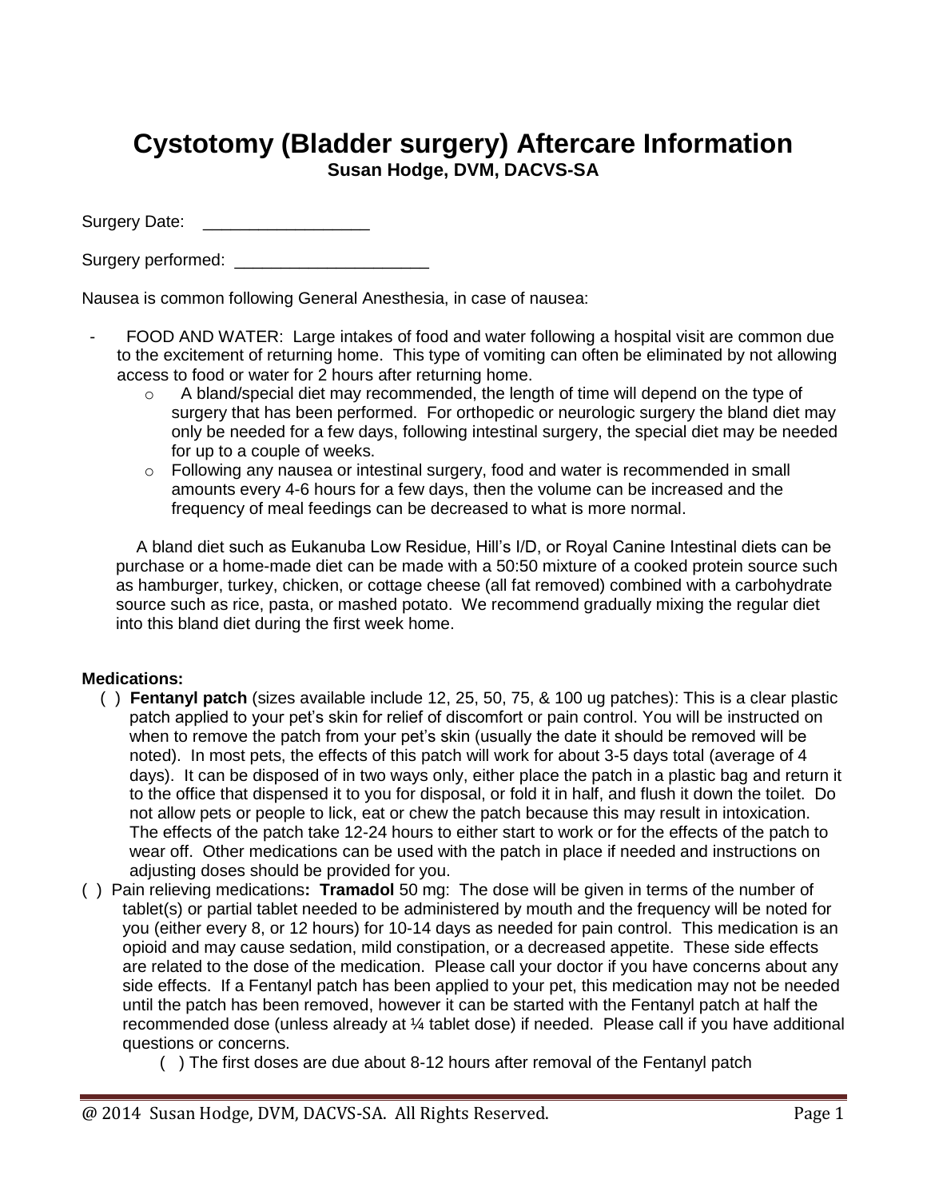# Cystotomy (Bladder surgery) Aftercare Information

**Susan Hodge, DVM, DACVS-SA**

Surgery Date: __________________

Surgery performed: _____________________

Nausea is common following General Anesthesia, in case of nausea:

- FOOD AND WATER: Large intakes of food and water following a hospital visit are common due to the excitement of returning home. This type of vomiting can often be eliminated by not allowing access to food or water for 2 hours after returning home.
  - A bland/special diet may recommended, the length of time will depend on the type of surgery that has been performed. For orthopedic or neurologic surgery the bland diet may only be needed for a few days, following intestinal surgery, the special diet may be needed for up to a couple of weeks.
  - Following any nausea or intestinal surgery, food and water is recommended in small amounts every 4-6 hours for a few days, then the volume can be increased and the frequency of meal feedings can be decreased to what is more normal.

  A bland diet such as Eukanuba Low Residue, Hill's I/D, or Royal Canine Intestinal diets can be purchase or a home-made diet can be made with a 50:50 mixture of a cooked protein source such as hamburger, turkey, chicken, or cottage cheese (all fat removed) combined with a carbohydrate source such as rice, pasta, or mashed potato. We recommend gradually mixing the regular diet into this bland diet during the first week home.

**Medications:**

( ) **Fentanyl patch** (sizes available include 12, 25, 50, 75, & 100 ug patches): This is a clear plastic patch applied to your pet's skin for relief of discomfort or pain control. You will be instructed on when to remove the patch from your pet's skin (usually the date it should be removed will be noted). In most pets, the effects of this patch will work for about 3-5 days total (average of 4 days). It can be disposed of in two ways only, either place the patch in a plastic bag and return it to the office that dispensed it to you for disposal, or fold it in half, and flush it down the toilet. Do not allow pets or people to lick, eat or chew the patch because this may result in intoxication. The effects of the patch take 12-24 hours to either start to work or for the effects of the patch to wear off. Other medications can be used with the patch in place if needed and instructions on adjusting doses should be provided for you.

( ) Pain relieving medications**: Tramadol** 50 mg: The dose will be given in terms of the number of tablet(s) or partial tablet needed to be administered by mouth and the frequency will be noted for you (either every 8, or 12 hours) for 10-14 days as needed for pain control. This medication is an opioid and may cause sedation, mild constipation, or a decreased appetite. These side effects are related to the dose of the medication. Please call your doctor if you have concerns about any side effects. If a Fentanyl patch has been applied to your pet, this medication may not be needed until the patch has been removed, however it can be started with the Fentanyl patch at half the recommended dose (unless already at ¼ tablet dose) if needed. Please call if you have additional questions or concerns.

( ) The first doses are due about 8-12 hours after removal of the Fentanyl patch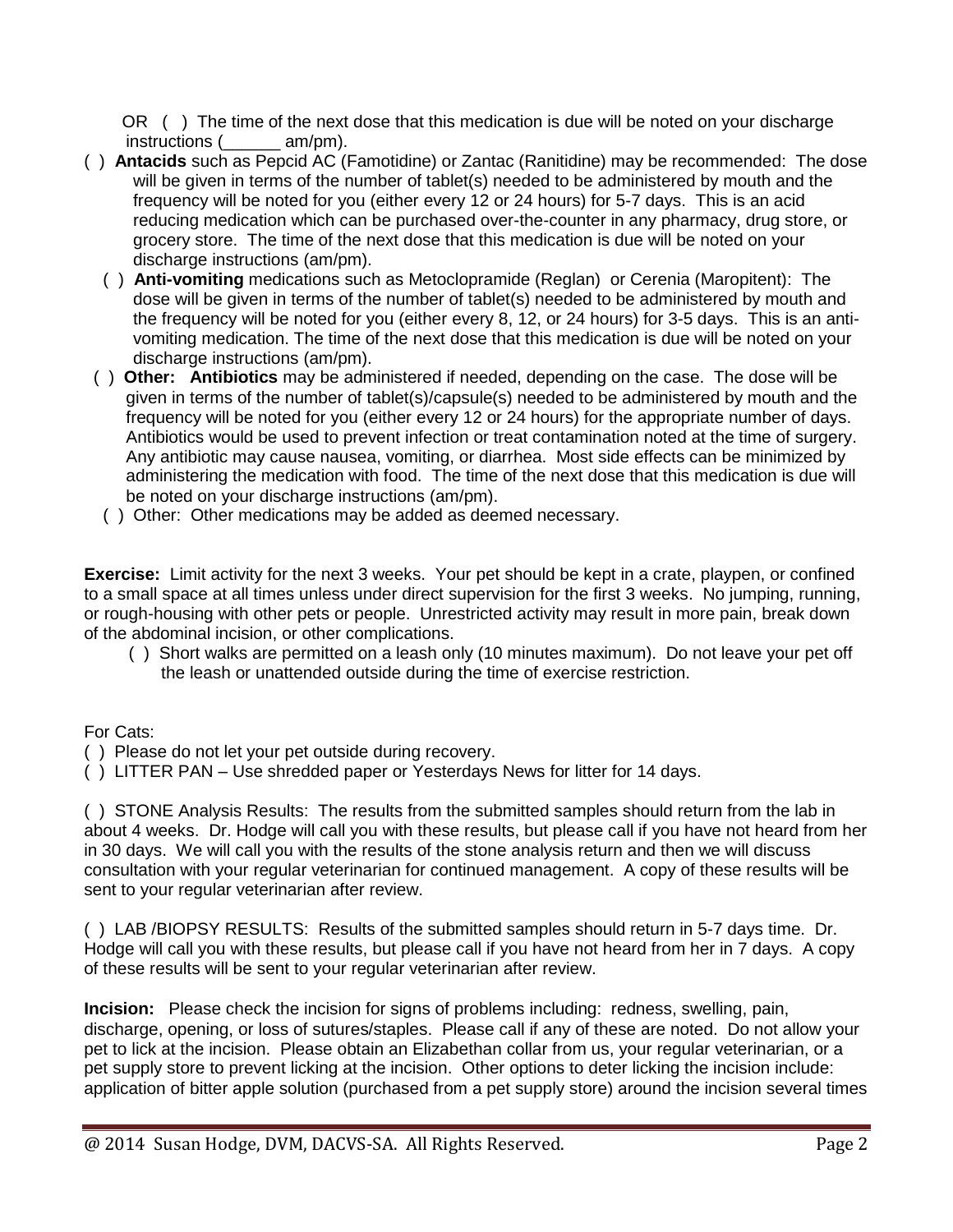OR ( ) The time of the next dose that this medication is due will be noted on your discharge instructions (______ am/pm).

( ) **Antacids** such as Pepcid AC (Famotidine) or Zantac (Ranitidine) may be recommended: The dose will be given in terms of the number of tablet(s) needed to be administered by mouth and the frequency will be noted for you (either every 12 or 24 hours) for 5-7 days. This is an acid reducing medication which can be purchased over-the-counter in any pharmacy, drug store, or grocery store. The time of the next dose that this medication is due will be noted on your discharge instructions (am/pm).

( ) **Anti-vomiting** medications such as Metoclopramide (Reglan) or Cerenia (Maropitent): The dose will be given in terms of the number of tablet(s) needed to be administered by mouth and the frequency will be noted for you (either every 8, 12, or 24 hours) for 3-5 days. This is an anti-vomiting medication. The time of the next dose that this medication is due will be noted on your discharge instructions (am/pm).

( ) **Other: Antibiotics** may be administered if needed, depending on the case. The dose will be given in terms of the number of tablet(s)/capsule(s) needed to be administered by mouth and the frequency will be noted for you (either every 12 or 24 hours) for the appropriate number of days. Antibiotics would be used to prevent infection or treat contamination noted at the time of surgery. Any antibiotic may cause nausea, vomiting, or diarrhea. Most side effects can be minimized by administering the medication with food. The time of the next dose that this medication is due will be noted on your discharge instructions (am/pm).

( ) Other: Other medications may be added as deemed necessary.

**Exercise:** Limit activity for the next 3 weeks. Your pet should be kept in a crate, playpen, or confined to a small space at all times unless under direct supervision for the first 3 weeks. No jumping, running, or rough-housing with other pets or people. Unrestricted activity may result in more pain, break down of the abdominal incision, or other complications.

( ) Short walks are permitted on a leash only (10 minutes maximum). Do not leave your pet off the leash or unattended outside during the time of exercise restriction.

For Cats:

( ) Please do not let your pet outside during recovery.

( ) LITTER PAN – Use shredded paper or Yesterdays News for litter for 14 days.

( ) STONE Analysis Results: The results from the submitted samples should return from the lab in about 4 weeks. Dr. Hodge will call you with these results, but please call if you have not heard from her in 30 days. We will call you with the results of the stone analysis return and then we will discuss consultation with your regular veterinarian for continued management. A copy of these results will be sent to your regular veterinarian after review.

( ) LAB /BIOPSY RESULTS: Results of the submitted samples should return in 5-7 days time. Dr. Hodge will call you with these results, but please call if you have not heard from her in 7 days. A copy of these results will be sent to your regular veterinarian after review.

**Incision:** Please check the incision for signs of problems including: redness, swelling, pain, discharge, opening, or loss of sutures/staples. Please call if any of these are noted. Do not allow your pet to lick at the incision. Please obtain an Elizabethan collar from us, your regular veterinarian, or a pet supply store to prevent licking at the incision. Other options to deter licking the incision include: application of bitter apple solution (purchased from a pet supply store) around the incision several times

@ 2014 Susan Hodge, DVM, DACVS-SA. All Rights Reserved.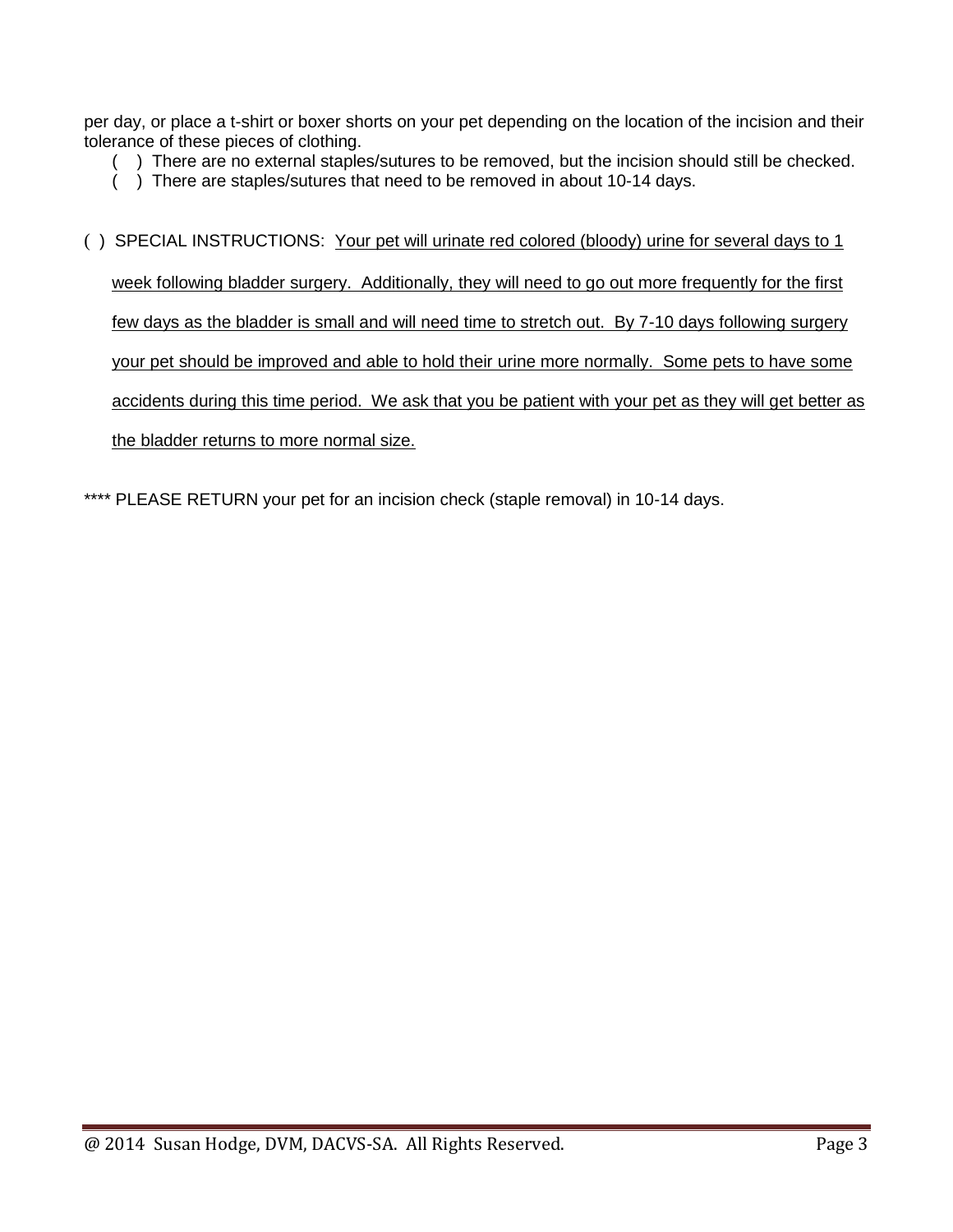per day, or place a t-shirt or boxer shorts on your pet depending on the location of the incision and their tolerance of these pieces of clothing.

- (   ) There are no external staples/sutures to be removed, but the incision should still be checked.
- (   ) There are staples/sutures that need to be removed in about 10-14 days.

( ) SPECIAL INSTRUCTIONS: <u>Your pet will urinate red colored (bloody) urine for several days to 1 week following bladder surgery. Additionally, they will need to go out more frequently for the first few days as the bladder is small and will need time to stretch out. By 7-10 days following surgery your pet should be improved and able to hold their urine more normally. Some pets to have some accidents during this time period. We ask that you be patient with your pet as they will get better as the bladder returns to more normal size.</u>

**** PLEASE RETURN your pet for an incision check (staple removal) in 10-14 days.